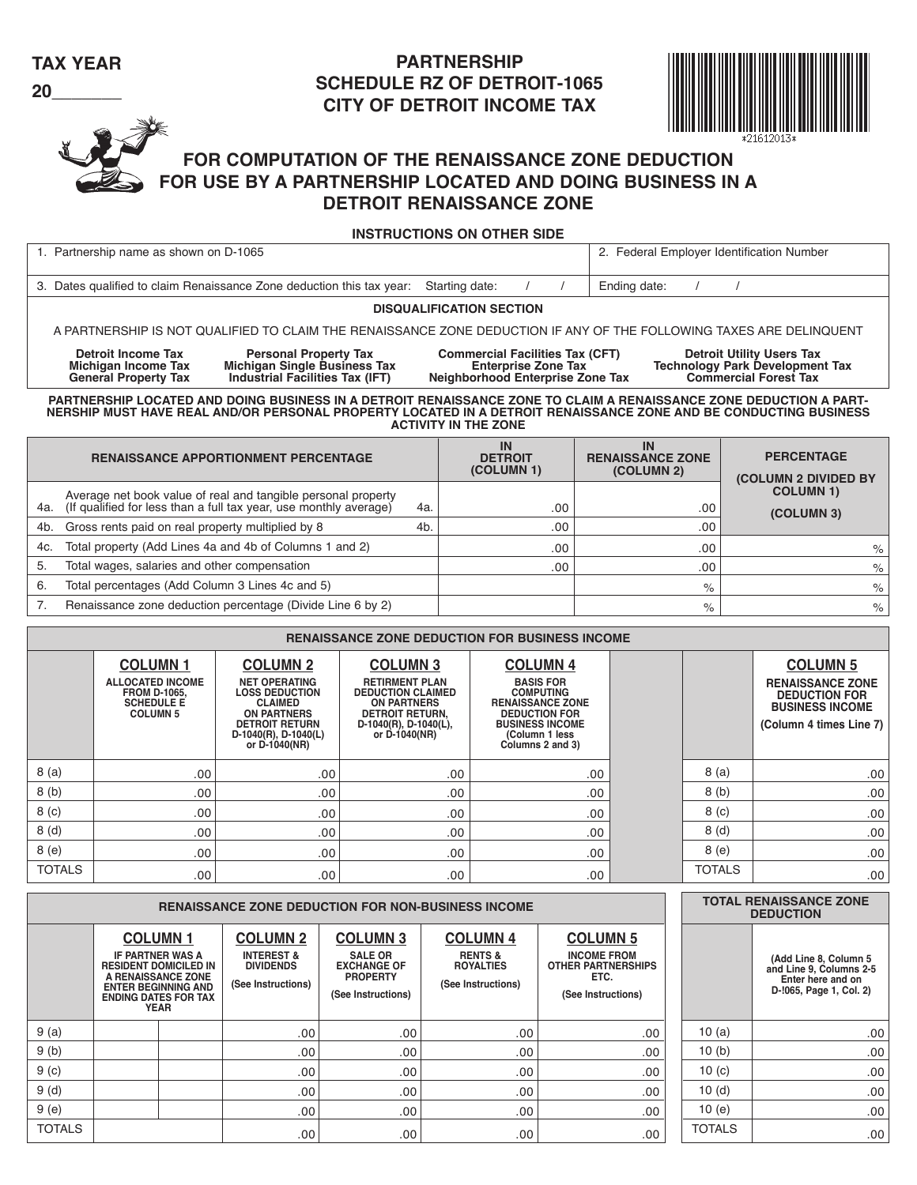**TAX YEAR**

**20_______**

# PARTNERSHIP SCHEDULE RZ OF DETROIT-1065 CITY OF DETROIT INCOME TAX

*21612013*

## FOR COMPUTATION OF THE RENAISSANCE ZONE DEDUCTION FOR USE BY A PARTNERSHIP LOCATED AND DOING BUSINESS IN A DETROIT RENAISSANCE ZONE

**INSTRUCTIONS ON OTHER SIDE**

| | |
|---|---|
| 1. Partnership name as shown on D-1065 | 2. Federal Employer Identification Number |
| 3. Dates qualified to claim Renaissance Zone deduction this tax year: Starting date: / / | Ending date: / / |

**DISQUALIFICATION SECTION**

A PARTNERSHIP IS NOT QUALIFIED TO CLAIM THE RENAISSANCE ZONE DEDUCTION IF ANY OF THE FOLLOWING TAXES ARE DELINQUENT

| | | | |
|---|---|---|---|
| **Detroit Income Tax** | **Personal Property Tax** | **Commercial Facilities Tax (CFT)** | **Detroit Utility Users Tax** |
| **Michigan Income Tax** | **Michigan Single Business Tax** | **Enterprise Zone Tax** | **Technology Park Development Tax** |
| **General Property Tax** | **Industrial Facilities Tax (IFT)** | **Neighborhood Enterprise Zone Tax** | **Commercial Forest Tax** |

**PARTNERSHIP LOCATED AND DOING BUSINESS IN A DETROIT RENAISSANCE ZONE TO CLAIM A RENAISSANCE ZONE DEDUCTION A PARTNERSHIP MUST HAVE REAL AND/OR PERSONAL PROPERTY LOCATED IN A DETROIT RENAISSANCE ZONE AND BE CONDUCTING BUSINESS ACTIVITY IN THE ZONE**

| RENAISSANCE APPORTIONMENT PERCENTAGE | | IN DETROIT (COLUMN 1) | IN RENAISSANCE ZONE (COLUMN 2) | PERCENTAGE (COLUMN 2 DIVIDED BY COLUMN 1) (COLUMN 3) |
|---|---|---|---|---|
| 4a. Average net book value of real and tangible personal property (If qualified for less than a full tax year, use monthly average) | 4a. | .00 | .00 | |
| 4b. Gross rents paid on real property multiplied by 8 | 4b. | .00 | .00 | |
| 4c. Total property (Add Lines 4a and 4b of Columns 1 and 2) | | .00 | .00 | % |
| 5. Total wages, salaries and other compensation | | .00 | .00 | % |
| 6. Total percentages (Add Column 3 Lines 4c and 5) | | | % | % |
| 7. Renaissance zone deduction percentage (Divide Line 6 by 2) | | | % | % |

**RENAISSANCE ZONE DEDUCTION FOR BUSINESS INCOME**

| | COLUMN 1 ALLOCATED INCOME FROM D-1065, SCHEDULE E COLUMN 5 | COLUMN 2 NET OPERATING LOSS DEDUCTION CLAIMED ON PARTNERS DETROIT RETURN D-1040(R), D-1040(L) or D-1040(NR) | COLUMN 3 RETIRMENT PLAN DEDUCTION CLAIMED ON PARTNERS DETROIT RETURN, D-1040(R), D-1040(L), or D-1040(NR) | COLUMN 4 BASIS FOR COMPUTING RENAISSANCE ZONE DEDUCTION FOR BUSINESS INCOME (Column 1 less Columns 2 and 3) | | COLUMN 5 RENAISSANCE ZONE DEDUCTION FOR BUSINESS INCOME (Column 4 times Line 7) |
|---|---|---|---|---|---|---|
| 8 (a) | .00 | .00 | .00 | .00 | 8 (a) | .00 |
| 8 (b) | .00 | .00 | .00 | .00 | 8 (b) | .00 |
| 8 (c) | .00 | .00 | .00 | .00 | 8 (c) | .00 |
| 8 (d) | .00 | .00 | .00 | .00 | 8 (d) | .00 |
| 8 (e) | .00 | .00 | .00 | .00 | 8 (e) | .00 |
| TOTALS | .00 | .00 | .00 | .00 | TOTALS | .00 |

**RENAISSANCE ZONE DEDUCTION FOR NON-BUSINESS INCOME**

| | COLUMN 1 IF PARTNER WAS A RESIDENT DOMICILED IN A RENAISSANCE ZONE ENTER BEGINNING AND ENDING DATES FOR TAX YEAR | | COLUMN 2 INTEREST & DIVIDENDS (See Instructions) | COLUMN 3 SALE OR EXCHANGE OF PROPERTY (See Instructions) | COLUMN 4 RENTS & ROYALTIES (See Instructions) | COLUMN 5 INCOME FROM OTHER PARTNERSHIPS ETC. (See Instructions) |
|---|---|---|---|---|---|---|
| 9 (a) | | | .00 | .00 | .00 | .00 |
| 9 (b) | | | .00 | .00 | .00 | .00 |
| 9 (c) | | | .00 | .00 | .00 | .00 |
| 9 (d) | | | .00 | .00 | .00 | .00 |
| 9 (e) | | | .00 | .00 | .00 | .00 |
| TOTALS | | | .00 | .00 | .00 | .00 |

**TOTAL RENAISSANCE ZONE DEDUCTION**

| | (Add Line 8, Column 5 and Line 9, Columns 2-5 Enter here and on D-!065, Page 1, Col. 2) |
|---|---|
| 10 (a) | .00 |
| 10 (b) | .00 |
| 10 (c) | .00 |
| 10 (d) | .00 |
| 10 (e) | .00 |
| TOTALS | .00 |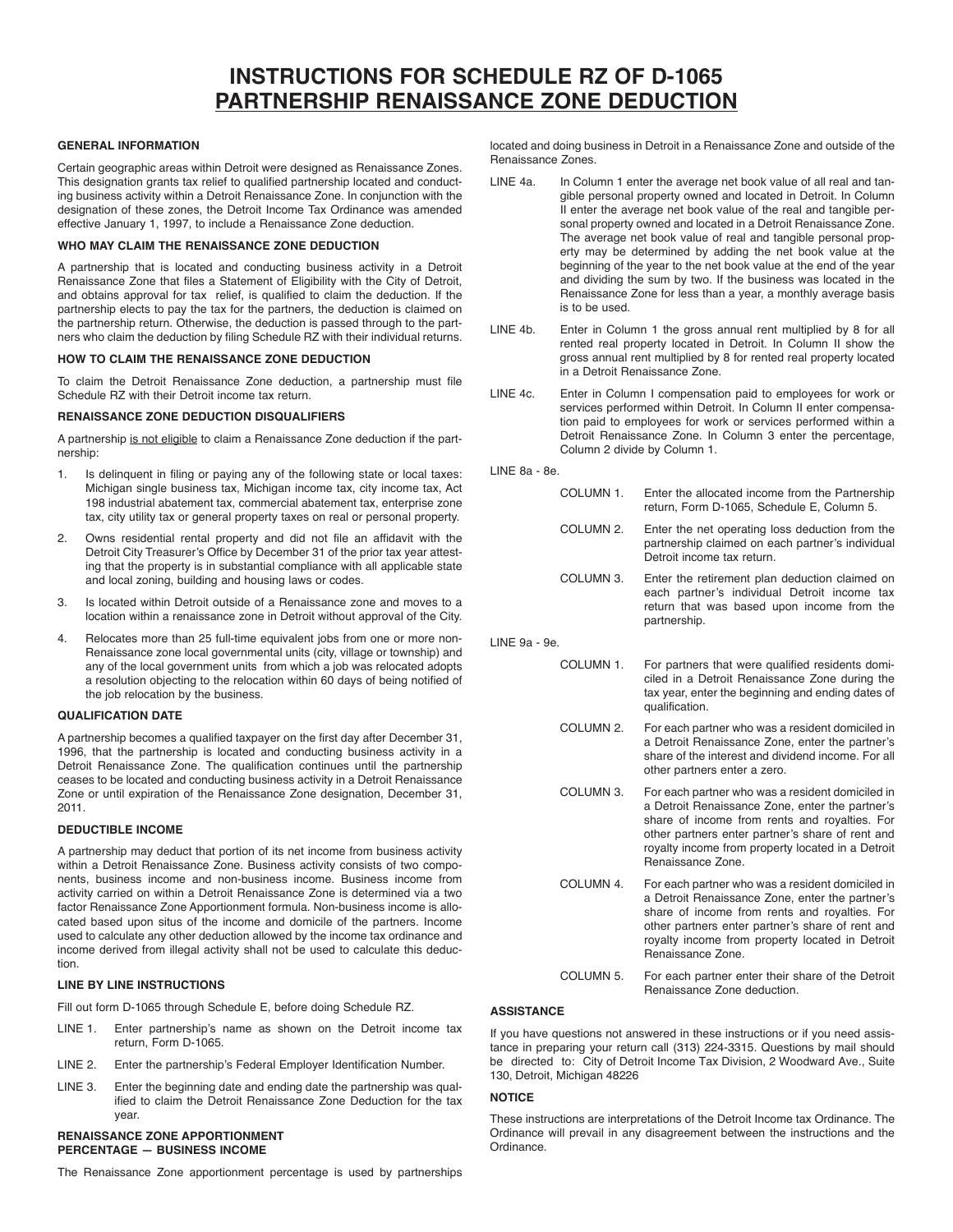# INSTRUCTIONS FOR SCHEDULE RZ OF D-1065
## PARTNERSHIP RENAISSANCE ZONE DEDUCTION

### GENERAL INFORMATION

Certain geographic areas within Detroit were designed as Renaissance Zones. This designation grants tax relief to qualified partnership located and conducting business activity within a Detroit Renaissance Zone. In conjunction with the designation of these zones, the Detroit Income Tax Ordinance was amended effective January 1, 1997, to include a Renaissance Zone deduction.

### WHO MAY CLAIM THE RENAISSANCE ZONE DEDUCTION

A partnership that is located and conducting business activity in a Detroit Renaissance Zone that files a Statement of Eligibility with the City of Detroit, and obtains approval for tax relief, is qualified to claim the deduction. If the partnership elects to pay the tax for the partners, the deduction is claimed on the partnership return. Otherwise, the deduction is passed through to the partners who claim the deduction by filing Schedule RZ with their individual returns.

### HOW TO CLAIM THE RENAISSANCE ZONE DEDUCTION

To claim the Detroit Renaissance Zone deduction, a partnership must file Schedule RZ with their Detroit income tax return.

### RENAISSANCE ZONE DEDUCTION DISQUALIFIERS

A partnership is not eligible to claim a Renaissance Zone deduction if the partnership:

1. Is delinquent in filing or paying any of the following state or local taxes: Michigan single business tax, Michigan income tax, city income tax, Act 198 industrial abatement tax, commercial abatement tax, enterprise zone tax, city utility tax or general property taxes on real or personal property.
2. Owns residential rental property and did not file an affidavit with the Detroit City Treasurer's Office by December 31 of the prior tax year attesting that the property is in substantial compliance with all applicable state and local zoning, building and housing laws or codes.
3. Is located within Detroit outside of a Renaissance zone and moves to a location within a renaissance zone in Detroit without approval of the City.
4. Relocates more than 25 full-time equivalent jobs from one or more non-Renaissance zone local governmental units (city, village or township) and any of the local government units from which a job was relocated adopts a resolution objecting to the relocation within 60 days of being notified of the job relocation by the business.

### QUALIFICATION DATE

A partnership becomes a qualified taxpayer on the first day after December 31, 1996, that the partnership is located and conducting business activity in a Detroit Renaissance Zone. The qualification continues until the partnership ceases to be located and conducting business activity in a Detroit Renaissance Zone or until expiration of the Renaissance Zone designation, December 31, 2011.

### DEDUCTIBLE INCOME

A partnership may deduct that portion of its net income from business activity within a Detroit Renaissance Zone. Business activity consists of two components, business income and non-business income. Business income from activity carried on within a Detroit Renaissance Zone is determined via a two factor Renaissance Zone Apportionment formula. Non-business income is allocated based upon situs of the income and domicile of the partners. Income used to calculate any other deduction allowed by the income tax ordinance and income derived from illegal activity shall not be used to calculate this deduction.

### LINE BY LINE INSTRUCTIONS

Fill out form D-1065 through Schedule E, before doing Schedule RZ.

LINE 1. Enter partnership's name as shown on the Detroit income tax return, Form D-1065.

LINE 2. Enter the partnership's Federal Employer Identification Number.

LINE 3. Enter the beginning date and ending date the partnership was qualified to claim the Detroit Renaissance Zone Deduction for the tax year.

### RENAISSANCE ZONE APPORTIONMENT PERCENTAGE — BUSINESS INCOME

The Renaissance Zone apportionment percentage is used by partnerships located and doing business in Detroit in a Renaissance Zone and outside of the Renaissance Zones.

LINE 4a. In Column 1 enter the average net book value of all real and tangible personal property owned and located in Detroit. In Column II enter the average net book value of the real and tangible personal property owned and located in a Detroit Renaissance Zone. The average net book value of real and tangible personal property may be determined by adding the net book value at the beginning of the year to the net book value at the end of the year and dividing the sum by two. If the business was located in the Renaissance Zone for less than a year, a monthly average basis is to be used.

LINE 4b. Enter in Column 1 the gross annual rent multiplied by 8 for all rented real property located in Detroit. In Column II show the gross annual rent multiplied by 8 for rented real property located in a Detroit Renaissance Zone.

LINE 4c. Enter in Column I compensation paid to employees for work or services performed within Detroit. In Column II enter compensation paid to employees for work or services performed within a Detroit Renaissance Zone. In Column 3 enter the percentage, Column 2 divide by Column 1.

LINE 8a - 8e.

COLUMN 1. Enter the allocated income from the Partnership return, Form D-1065, Schedule E, Column 5.

COLUMN 2. Enter the net operating loss deduction from the partnership claimed on each partner's individual Detroit income tax return.

COLUMN 3. Enter the retirement plan deduction claimed on each partner's individual Detroit income tax return that was based upon income from the partnership.

LINE 9a - 9e.

COLUMN 1. For partners that were qualified residents domiciled in a Detroit Renaissance Zone during the tax year, enter the beginning and ending dates of qualification.

COLUMN 2. For each partner who was a resident domiciled in a Detroit Renaissance Zone, enter the partner's share of the interest and dividend income. For all other partners enter a zero.

COLUMN 3. For each partner who was a resident domiciled in a Detroit Renaissance Zone, enter the partner's share of income from rents and royalties. For other partners enter partner's share of rent and royalty income from property located in a Detroit Renaissance Zone.

COLUMN 4. For each partner who was a resident domiciled in a Detroit Renaissance Zone, enter the partner's share of income from rents and royalties. For other partners enter partner's share of rent and royalty income from property located in Detroit Renaissance Zone.

COLUMN 5. For each partner enter their share of the Detroit Renaissance Zone deduction.

### ASSISTANCE

If you have questions not answered in these instructions or if you need assistance in preparing your return call (313) 224-3315. Questions by mail should be directed to: City of Detroit Income Tax Division, 2 Woodward Ave., Suite 130, Detroit, Michigan 48226

### NOTICE

These instructions are interpretations of the Detroit Income tax Ordinance. The Ordinance will prevail in any disagreement between the instructions and the Ordinance.